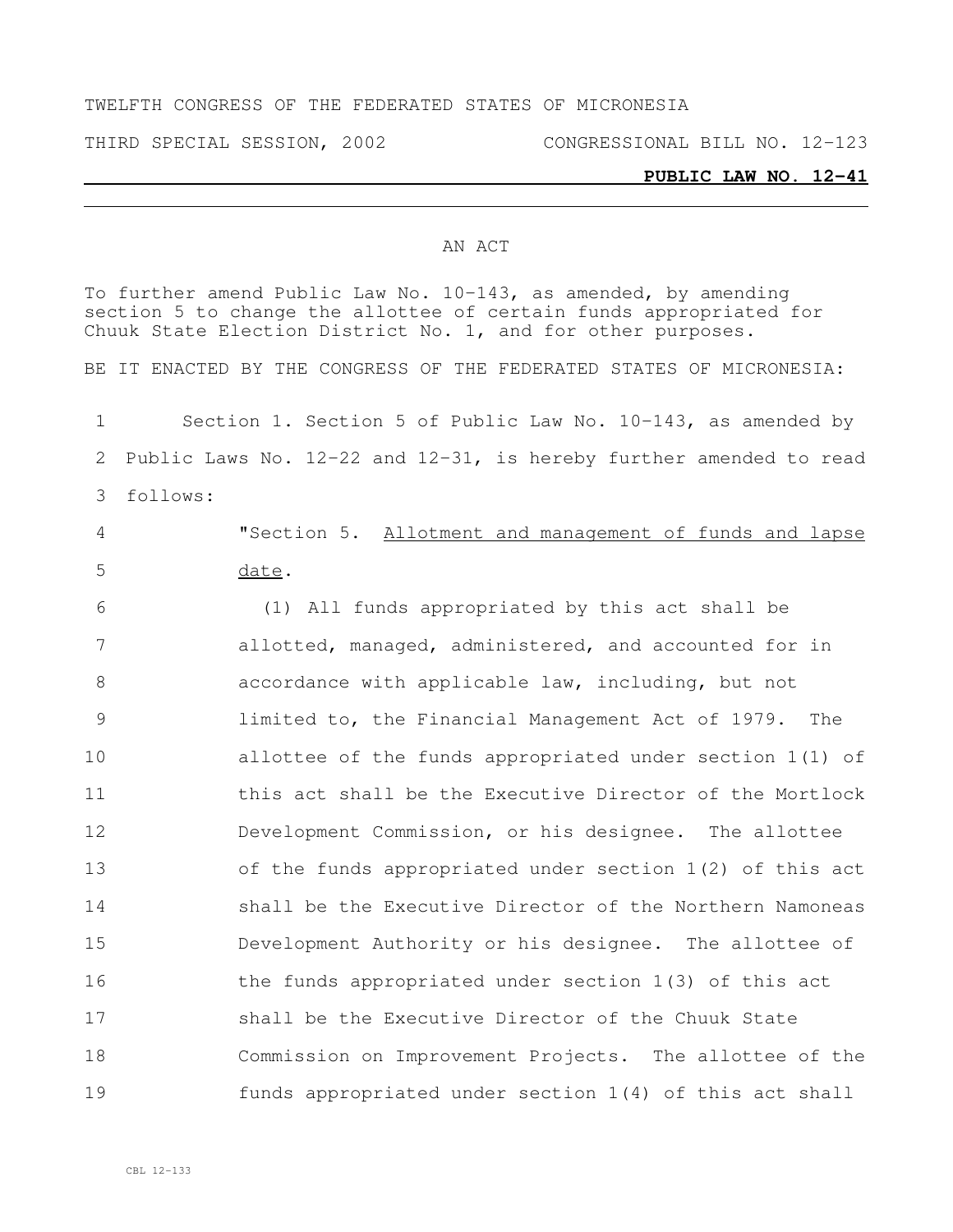TWELFTH CONGRESS OF THE FEDERATED STATES OF MICRONESIA

THIRD SPECIAL SESSION, 2002 CONGRESSIONAL BILL NO. 12-123

**PUBLIC LAW NO. 12-41**

AN ACT

To further amend Public Law No. 10-143, as amended, by amending section 5 to change the allottee of certain funds appropriated for Chuuk State Election District No. 1, and for other purposes.

BE IT ENACTED BY THE CONGRESS OF THE FEDERATED STATES OF MICRONESIA:

1 Section 1. Section 5 of Public Law No. 10-143, as amended by
2 Public Laws No. 12-22 and 12-31, is hereby further amended to read
3 follows:

4 "Section 5. Allotment and management of funds and lapse
5 date.

6 (1) All funds appropriated by this act shall be
7 allotted, managed, administered, and accounted for in
8 accordance with applicable law, including, but not
9 limited to, the Financial Management Act of 1979. The
10 allottee of the funds appropriated under section 1(1) of
11 this act shall be the Executive Director of the Mortlock
12 Development Commission, or his designee. The allottee
13 of the funds appropriated under section 1(2) of this act
14 shall be the Executive Director of the Northern Namoneas
15 Development Authority or his designee. The allottee of
16 the funds appropriated under section 1(3) of this act
17 shall be the Executive Director of the Chuuk State
18 Commission on Improvement Projects. The allottee of the
19 funds appropriated under section 1(4) of this act shall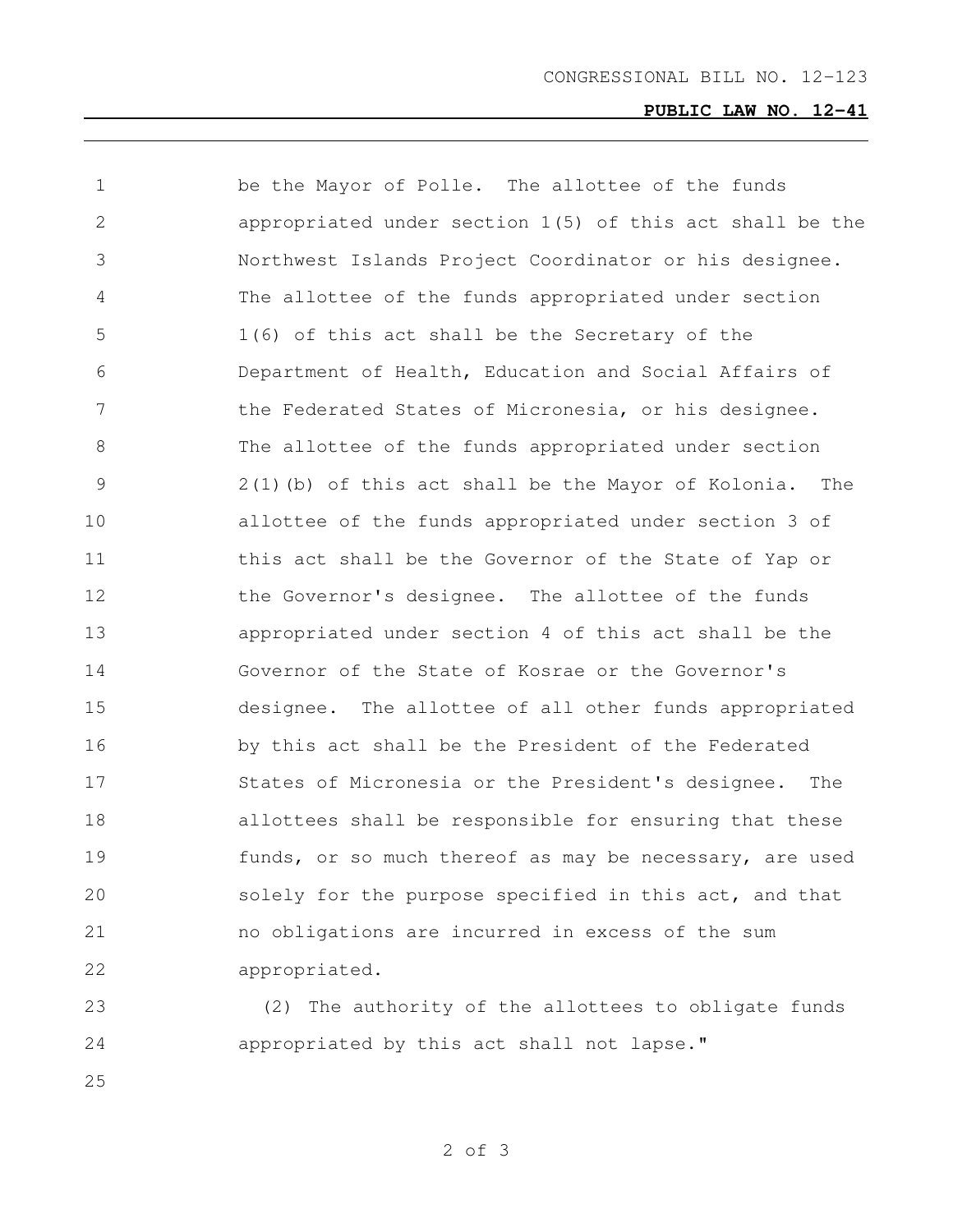be the Mayor of Polle. The allottee of the funds appropriated under section 1(5) of this act shall be the Northwest Islands Project Coordinator or his designee. The allottee of the funds appropriated under section 1(6) of this act shall be the Secretary of the Department of Health, Education and Social Affairs of the Federated States of Micronesia, or his designee. The allottee of the funds appropriated under section 2(1)(b) of this act shall be the Mayor of Kolonia. The allottee of the funds appropriated under section 3 of this act shall be the Governor of the State of Yap or the Governor's designee. The allottee of the funds appropriated under section 4 of this act shall be the Governor of the State of Kosrae or the Governor's designee. The allottee of all other funds appropriated by this act shall be the President of the Federated States of Micronesia or the President's designee. The allottees shall be responsible for ensuring that these funds, or so much thereof as may be necessary, are used solely for the purpose specified in this act, and that no obligations are incurred in excess of the sum appropriated.

(2) The authority of the allottees to obligate funds appropriated by this act shall not lapse."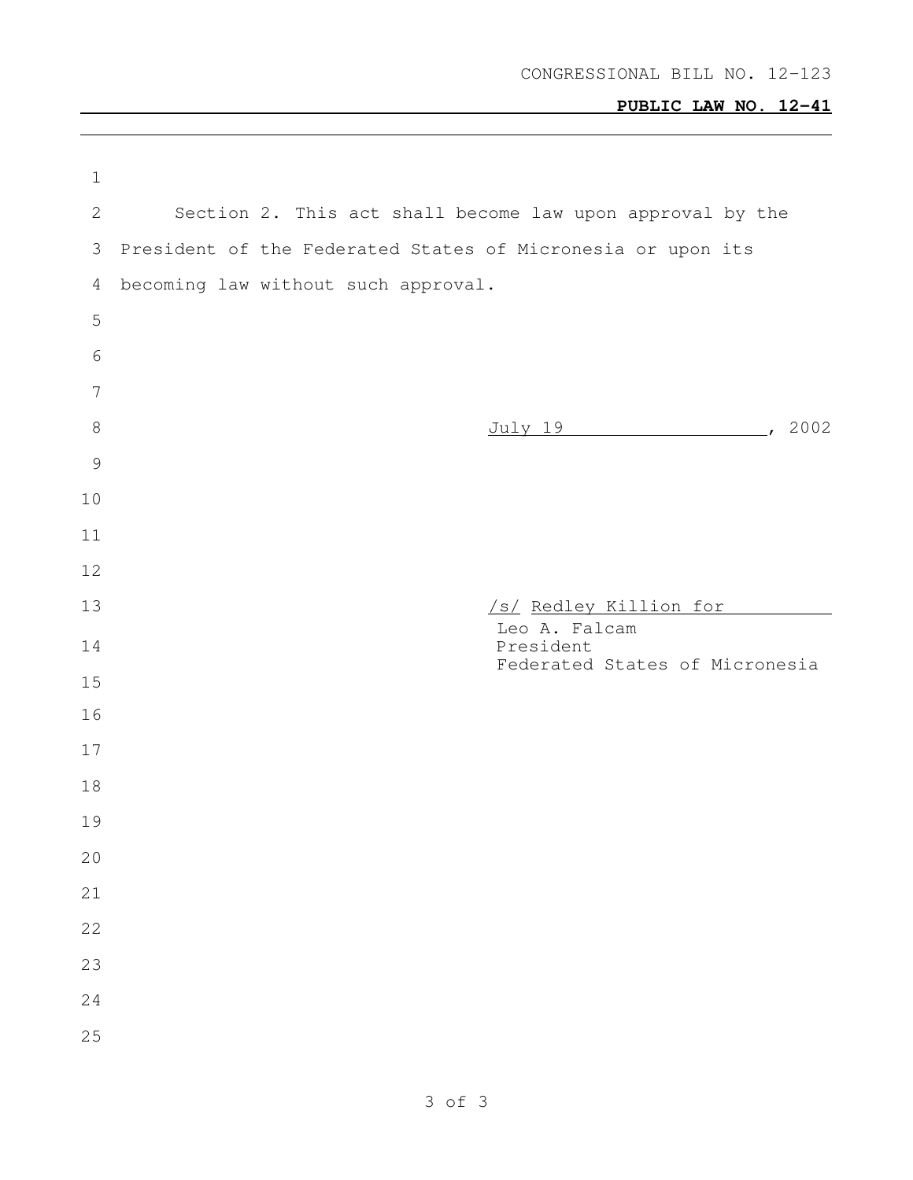Section 2. This act shall become law upon approval by the President of the Federated States of Micronesia or upon its becoming law without such approval.

July 19, 2002

/s/ Redley Killion for
Leo A. Falcam
President
Federated States of Micronesia